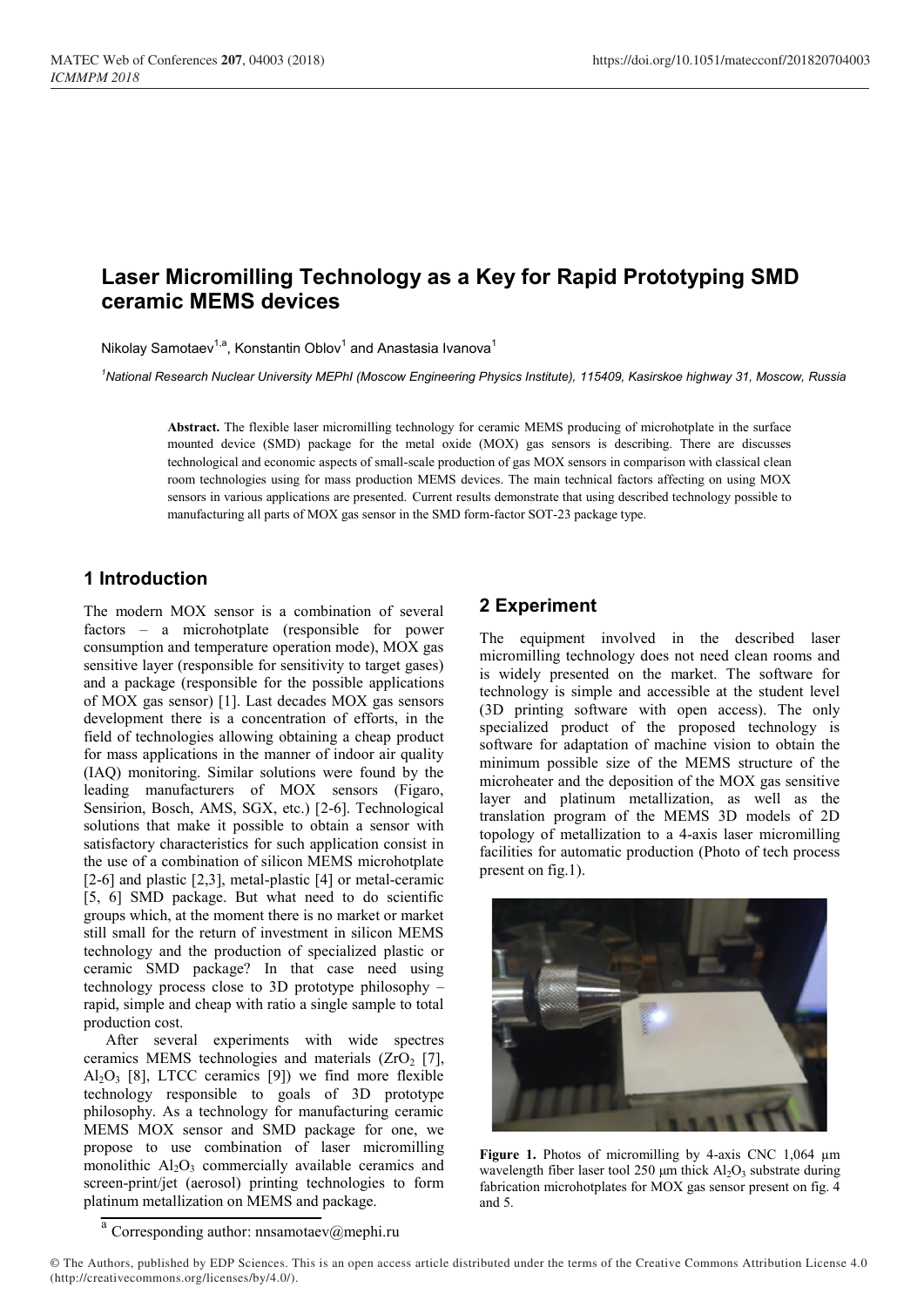# Laser Micromilling Technology as a Key for Rapid Prototyping SMD ceramic MEMS devices

Nikolay Samotaev[1,a], Konstantin Oblov[1] and Anastasia Ivanova[1]

[1]*National Research Nuclear University MEPhI (Moscow Engineering Physics Institute), 115409, Kasirskoe highway 31, Moscow, Russia*

**Abstract.** The flexible laser micromilling technology for ceramic MEMS producing of microhotplate in the surface mounted device (SMD) package for the metal oxide (MOX) gas sensors is describing. There are discusses technological and economic aspects of small-scale production of gas MOX sensors in comparison with classical clean room technologies using for mass production MEMS devices. The main technical factors affecting on using MOX sensors in various applications are presented. Current results demonstrate that using described technology possible to manufacturing all parts of MOX gas sensor in the SMD form-factor SOT-23 package type.

## 1 Introduction

The modern MOX sensor is a combination of several factors – a microhotplate (responsible for power consumption and temperature operation mode), MOX gas sensitive layer (responsible for sensitivity to target gases) and a package (responsible for the possible applications of MOX gas sensor) [1]. Last decades MOX gas sensors development there is a concentration of efforts, in the field of technologies allowing obtaining a cheap product for mass applications in the manner of indoor air quality (IAQ) monitoring. Similar solutions were found by the leading manufacturers of MOX sensors (Figaro, Sensirion, Bosch, AMS, SGX, etc.) [2-6]. Technological solutions that make it possible to obtain a sensor with satisfactory characteristics for such application consist in the use of a combination of silicon MEMS microhotplate [2-6] and plastic [2,3], metal-plastic [4] or metal-ceramic [5, 6] SMD package. But what need to do scientific groups which, at the moment there is no market or market still small for the return of investment in silicon MEMS technology and the production of specialized plastic or ceramic SMD package? In that case need using technology process close to 3D prototype philosophy – rapid, simple and cheap with ratio a single sample to total production cost.

After several experiments with wide spectres ceramics MEMS technologies and materials ($ZrO_2$ [7], $Al_2O_3$ [8], LTCC ceramics [9]) we find more flexible technology responsible to goals of 3D prototype philosophy. As a technology for manufacturing ceramic MEMS MOX sensor and SMD package for one, we propose to use combination of laser micromilling monolithic $Al_2O_3$ commercially available ceramics and screen-print/jet (aerosol) printing technologies to form platinum metallization on MEMS and package.

## 2 Experiment

The equipment involved in the described laser micromilling technology does not need clean rooms and is widely presented on the market. The software for technology is simple and accessible at the student level (3D printing software with open access). The only specialized product of the proposed technology is software for adaptation of machine vision to obtain the minimum possible size of the MEMS structure of the microheater and the deposition of the MOX gas sensitive layer and platinum metallization, as well as the translation program of the MEMS 3D models of 2D topology of metallization to a 4-axis laser micromilling facilities for automatic production (Photo of tech process present on fig.1).

**Figure 1.** Photos of micromilling by 4-axis CNC 1,064 µm wavelength fiber laser tool 250 µm thick $Al_2O_3$ substrate during fabrication microhotplates for MOX gas sensor present on fig. 4 and 5.

[a] Corresponding author: nnsamotaev@mephi.ru

© The Authors, published by EDP Sciences. This is an open access article distributed under the terms of the Creative Commons Attribution License 4.0 (http://creativecommons.org/licenses/by/4.0/).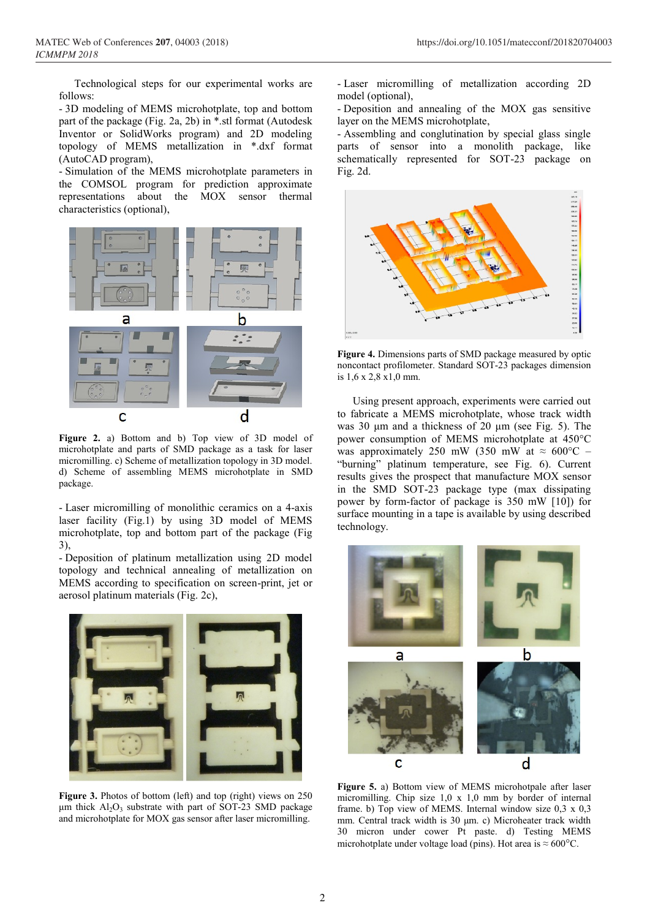Technological steps for our experimental works are follows:

- 3D modeling of MEMS microhotplate, top and bottom part of the package (Fig. 2a, 2b) in *.stl format (Autodesk Inventor or SolidWorks program) and 2D modeling topology of MEMS metallization in *.dxf format (AutoCAD program),
- Simulation of the MEMS microhotplate parameters in the COMSOL program for prediction approximate representations about the MOX sensor thermal characteristics (optional),

**Figure 2.** a) Bottom and b) Top view of 3D model of microhotplate and parts of SMD package as a task for laser micromilling. c) Scheme of metallization topology in 3D model. d) Scheme of assembling MEMS microhotplate in SMD package.

- Laser micromilling of monolithic ceramics on a 4-axis laser facility (Fig.1) by using 3D model of MEMS microhotplate, top and bottom part of the package (Fig 3),
- Deposition of platinum metallization using 2D model topology and technical annealing of metallization on MEMS according to specification on screen-print, jet or aerosol platinum materials (Fig. 2c),

**Figure 3.** Photos of bottom (left) and top (right) views on 250 µm thick $Al_2O_3$ substrate with part of SOT-23 SMD package and microhotplate for MOX gas sensor after laser micromilling.

- Laser micromilling of metallization according 2D model (optional),
- Deposition and annealing of the MOX gas sensitive layer on the MEMS microhotplate,
- Assembling and conglutination by special glass single parts of sensor into a monolith package, like schematically represented for SOT-23 package on Fig. 2d.

**Figure 4.** Dimensions parts of SMD package measured by optic noncontact profilometer. Standard SOT-23 packages dimension is 1,6 x 2,8 x1,0 mm.

Using present approach, experiments were carried out to fabricate a MEMS microhotplate, whose track width was 30 µm and a thickness of 20 µm (see Fig. 5). The power consumption of MEMS microhotplate at 450°C was approximately 250 mW (350 mW at ≈ 600°C – "burning" platinum temperature, see Fig. 6). Current results gives the prospect that manufacture MOX sensor in the SMD SOT-23 package type (max dissipating power by form-factor of package is 350 mW [10]) for surface mounting in a tape is available by using described technology.

**Figure 5.** a) Bottom view of MEMS microhotpale after laser micromilling. Chip size 1,0 x 1,0 mm by border of internal frame. b) Top view of MEMS. Internal window size 0,3 x 0,3 mm. Central track width is 30 µm. c) Microheater track width 30 micron under cower Pt paste. d) Testing MEMS microhotplate under voltage load (pins). Hot area is ≈ 600°C.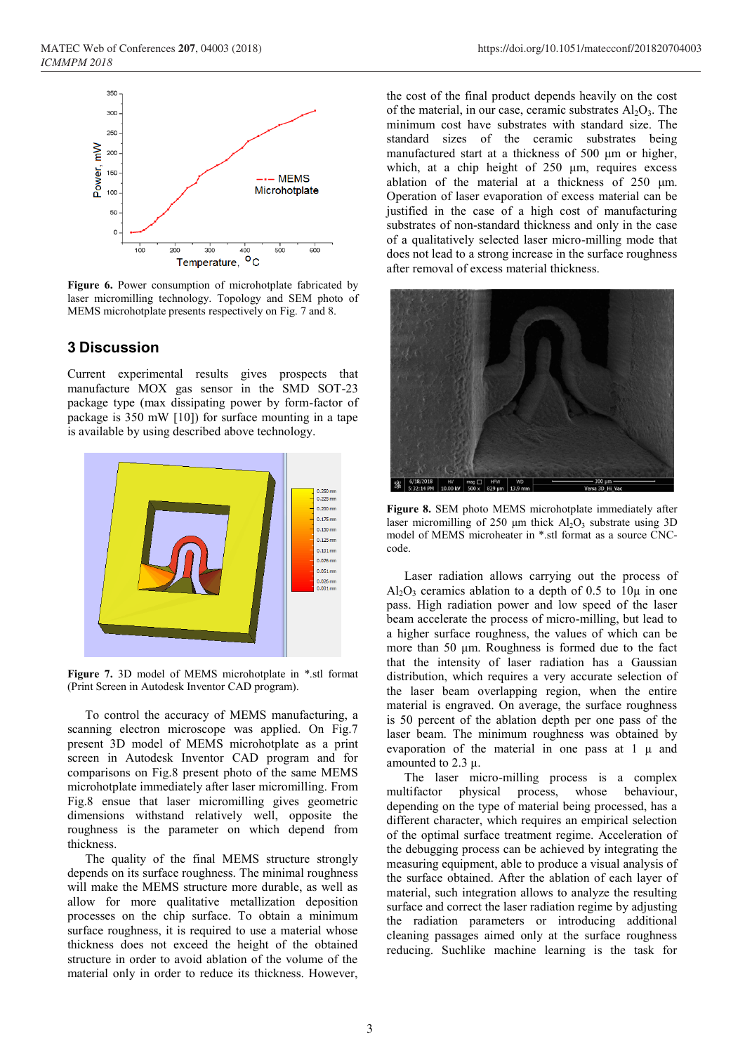**Figure 6.** Power consumption of microhotplate fabricated by laser micromilling technology. Topology and SEM photo of MEMS microhotplate presents respectively on Fig. 7 and 8.

## 3 Discussion

Current experimental results gives prospects that manufacture MOX gas sensor in the SMD SOT-23 package type (max dissipating power by form-factor of package is 350 mW [10]) for surface mounting in a tape is available by using described above technology.

**Figure 7.** 3D model of MEMS microhotplate in *.stl format (Print Screen in Autodesk Inventor CAD program).

To control the accuracy of MEMS manufacturing, a scanning electron microscope was applied. On Fig.7 present 3D model of MEMS microhotplate as a print screen in Autodesk Inventor CAD program and for comparisons on Fig.8 present photo of the same MEMS microhotplate immediately after laser micromilling. From Fig.8 ensue that laser micromilling gives geometric dimensions withstand relatively well, opposite the roughness is the parameter on which depend from thickness.

The quality of the final MEMS structure strongly depends on its surface roughness. The minimal roughness will make the MEMS structure more durable, as well as allow for more qualitative metallization deposition processes on the chip surface. To obtain a minimum surface roughness, it is required to use a material whose thickness does not exceed the height of the obtained structure in order to avoid ablation of the volume of the material only in order to reduce its thickness. However, the cost of the final product depends heavily on the cost of the material, in our case, ceramic substrates $Al_2O_3$. The minimum cost have substrates with standard size. The standard sizes of the ceramic substrates being manufactured start at a thickness of 500 μm or higher, which, at a chip height of 250 μm, requires excess ablation of the material at a thickness of 250 μm. Operation of laser evaporation of excess material can be justified in the case of a high cost of manufacturing substrates of non-standard thickness and only in the case of a qualitatively selected laser micro-milling mode that does not lead to a strong increase in the surface roughness after removal of excess material thickness.

**Figure 8.** SEM photo MEMS microhotplate immediately after laser micromilling of 250 μm thick $Al_2O_3$ substrate using 3D model of MEMS microheater in *.stl format as a source CNC-code.

Laser radiation allows carrying out the process of $Al_2O_3$ ceramics ablation to a depth of 0.5 to 10μ in one pass. High radiation power and low speed of the laser beam accelerate the process of micro-milling, but lead to a higher surface roughness, the values of which can be more than 50 μm. Roughness is formed due to the fact that the intensity of laser radiation has a Gaussian distribution, which requires a very accurate selection of the laser beam overlapping region, when the entire material is engraved. On average, the surface roughness is 50 percent of the ablation depth per one pass of the laser beam. The minimum roughness was obtained by evaporation of the material in one pass at 1 μ and amounted to 2.3 μ.

The laser micro-milling process is a complex multifactor physical process, whose behaviour, depending on the type of material being processed, has a different character, which requires an empirical selection of the optimal surface treatment regime. Acceleration of the debugging process can be achieved by integrating the measuring equipment, able to produce a visual analysis of the surface obtained. After the ablation of each layer of material, such integration allows to analyze the resulting surface and correct the laser radiation regime by adjusting the radiation parameters or introducing additional cleaning passages aimed only at the surface roughness reducing. Suchlike machine learning is the task for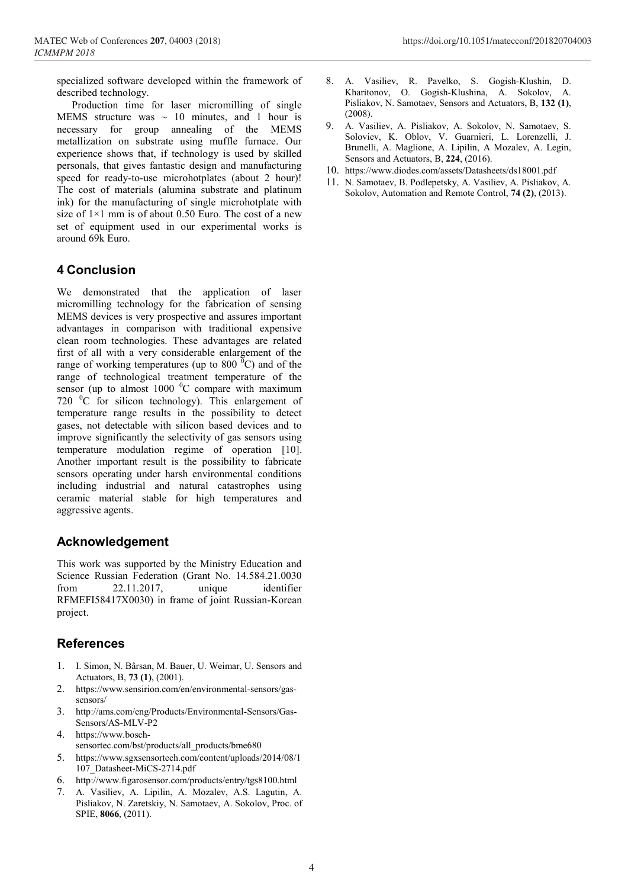specialized software developed within the framework of described technology.

Production time for laser micromilling of single MEMS structure was ~ 10 minutes, and 1 hour is necessary for group annealing of the MEMS metallization on substrate using muffle furnace. Our experience shows that, if technology is used by skilled personals, that gives fantastic design and manufacturing speed for ready-to-use microhotplates (about 2 hour)! The cost of materials (alumina substrate and platinum ink) for the manufacturing of single microhotplate with size of 1×1 mm is of about 0.50 Euro. The cost of a new set of equipment used in our experimental works is around 69k Euro.

## 4 Conclusion

We demonstrated that the application of laser micromilling technology for the fabrication of sensing MEMS devices is very prospective and assures important advantages in comparison with traditional expensive clean room technologies. These advantages are related first of all with a very considerable enlargement of the range of working temperatures (up to 800 $^0$C) and of the range of technological treatment temperature of the sensor (up to almost 1000 $^0$C compare with maximum 720 $^0$C for silicon technology). This enlargement of temperature range results in the possibility to detect gases, not detectable with silicon based devices and to improve significantly the selectivity of gas sensors using temperature modulation regime of operation [10]. Another important result is the possibility to fabricate sensors operating under harsh environmental conditions including industrial and natural catastrophes using ceramic material stable for high temperatures and aggressive agents.

## Acknowledgement

This work was supported by the Ministry Education and Science Russian Federation (Grant No. 14.584.21.0030 from 22.11.2017, unique identifier RFMEFI58417X0030) in frame of joint Russian-Korean project.

## References

1. I. Simon, N. Bârsan, M. Bauer, U. Weimar, U. Sensors and Actuators, B, **73 (1)**, (2001).
2. https://www.sensirion.com/en/environmental-sensors/gas-sensors/
3. http://ams.com/eng/Products/Environmental-Sensors/Gas-Sensors/AS-MLV-P2
4. https://www.bosch-sensortec.com/bst/products/all_products/bme680
5. https://www.sgxsensortech.com/content/uploads/2014/08/1107_Datasheet-MiCS-2714.pdf
6. http://www.figarosensor.com/products/entry/tgs8100.html
7. A. Vasiliev, A. Lipilin, A. Mozalev, A.S. Lagutin, A. Pisliakov, N. Zaretskiy, N. Samotaev, A. Sokolov, Proc. of SPIE, **8066**, (2011).
8. A. Vasiliev, R. Pavelko, S. Gogish-Klushin, D. Kharitonov, O. Gogish-Klushina, A. Sokolov, A. Pisliakov, N. Samotaev, Sensors and Actuators, B, **132 (1)**, (2008).
9. A. Vasiliev, A. Pisliakov, A. Sokolov, N. Samotaev, S. Soloviev, K. Oblov, V. Guarnieri, L. Lorenzelli, J. Brunelli, A. Maglione, A. Lipilin, A Mozalev, A. Legin, Sensors and Actuators, B, **224**, (2016).
10. https://www.diodes.com/assets/Datasheets/ds18001.pdf
11. N. Samotaev, B. Podlepetsky, A. Vasiliev, A. Pisliakov, A. Sokolov, Automation and Remote Control, **74 (2)**, (2013).